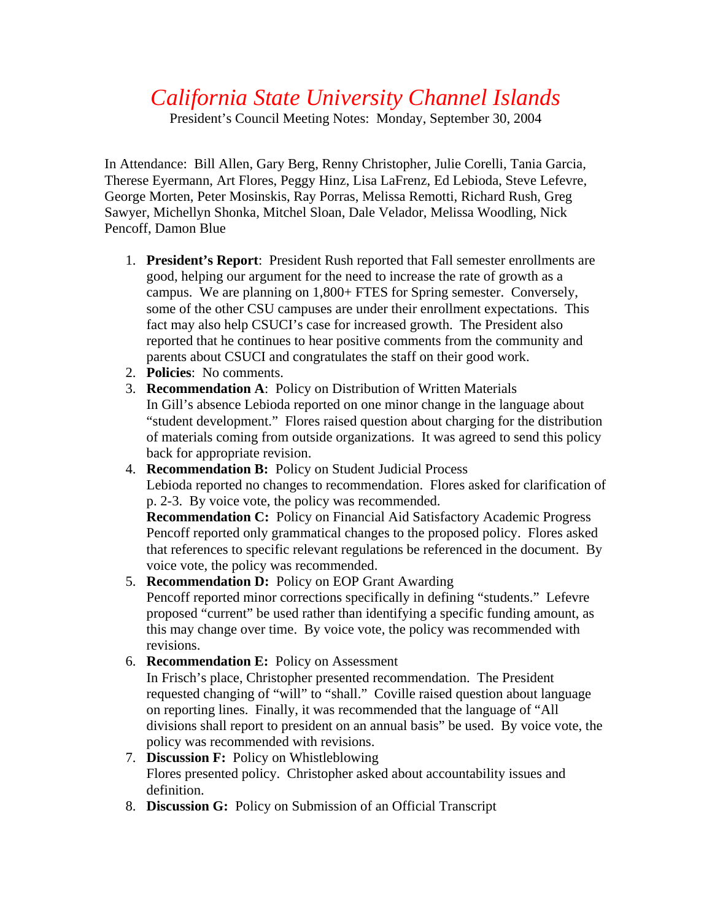# *California State University Channel Islands*

President's Council Meeting Notes: Monday, September 30, 2004

In Attendance: Bill Allen, Gary Berg, Renny Christopher, Julie Corelli, Tania Garcia, Therese Eyermann, Art Flores, Peggy Hinz, Lisa LaFrenz, Ed Lebioda, Steve Lefevre, George Morten, Peter Mosinskis, Ray Porras, Melissa Remotti, Richard Rush, Greg Sawyer, Michellyn Shonka, Mitchel Sloan, Dale Velador, Melissa Woodling, Nick Pencoff, Damon Blue

1. **President's Report**: President Rush reported that Fall semester enrollments are good, helping our argument for the need to increase the rate of growth as a campus. We are planning on 1,800+ FTES for Spring semester. Conversely, some of the other CSU campuses are under their enrollment expectations. This fact may also help CSUCI's case for increased growth. The President also reported that he continues to hear positive comments from the community and parents about CSUCI and congratulates the staff on their good work.
2. **Policies**: No comments.
3. **Recommendation A**: Policy on Distribution of Written Materials
   In Gill's absence Lebioda reported on one minor change in the language about "student development." Flores raised question about charging for the distribution of materials coming from outside organizations. It was agreed to send this policy back for appropriate revision.
4. **Recommendation B:** Policy on Student Judicial Process
   Lebioda reported no changes to recommendation. Flores asked for clarification of p. 2-3. By voice vote, the policy was recommended.
   **Recommendation C:** Policy on Financial Aid Satisfactory Academic Progress
   Pencoff reported only grammatical changes to the proposed policy. Flores asked that references to specific relevant regulations be referenced in the document. By voice vote, the policy was recommended.
5. **Recommendation D:** Policy on EOP Grant Awarding
   Pencoff reported minor corrections specifically in defining "students." Lefevre proposed "current" be used rather than identifying a specific funding amount, as this may change over time. By voice vote, the policy was recommended with revisions.
6. **Recommendation E:** Policy on Assessment
   In Frisch's place, Christopher presented recommendation. The President requested changing of "will" to "shall." Coville raised question about language on reporting lines. Finally, it was recommended that the language of "All divisions shall report to president on an annual basis" be used. By voice vote, the policy was recommended with revisions.
7. **Discussion F:** Policy on Whistleblowing
   Flores presented policy. Christopher asked about accountability issues and definition.
8. **Discussion G:** Policy on Submission of an Official Transcript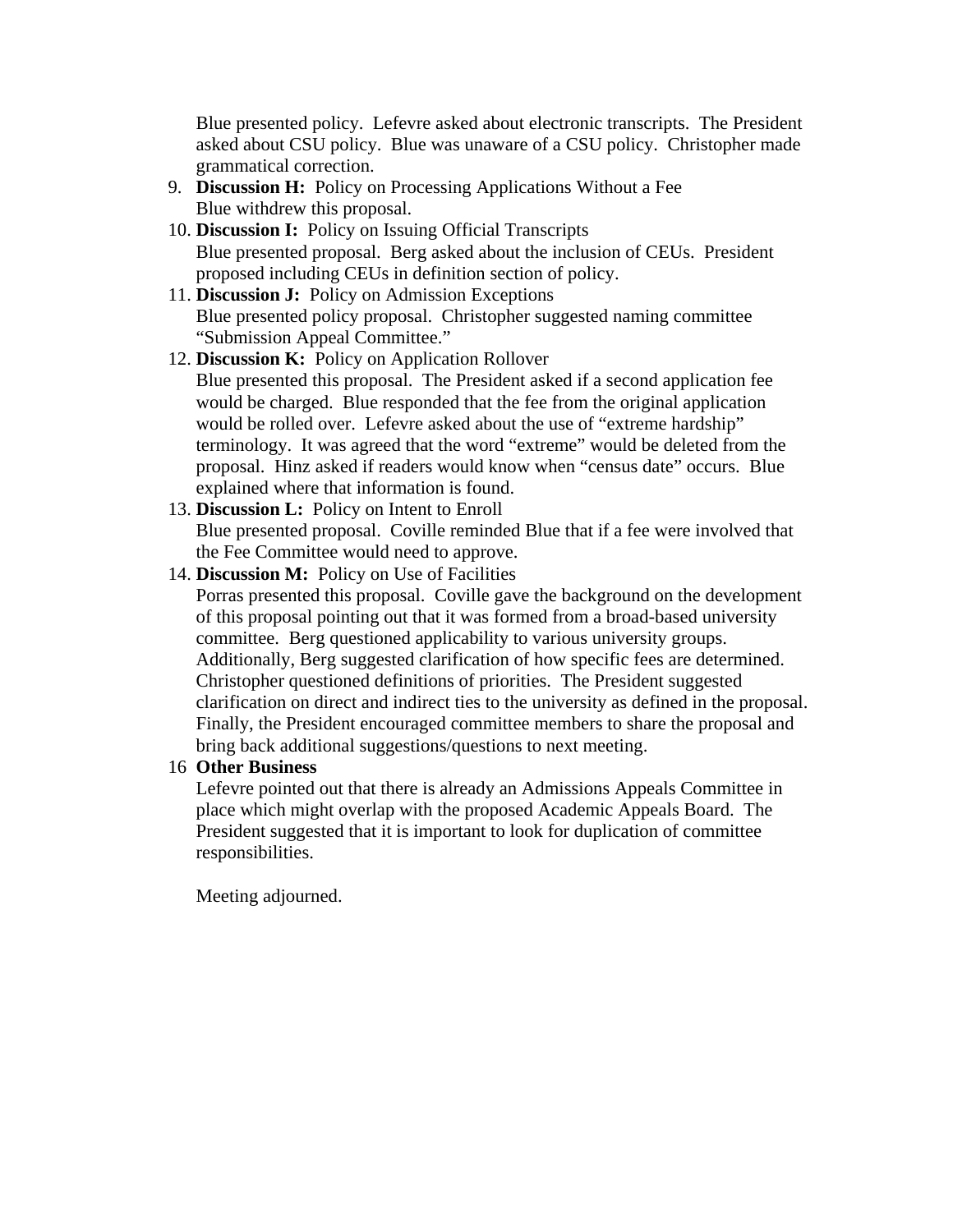Blue presented policy. Lefevre asked about electronic transcripts. The President asked about CSU policy. Blue was unaware of a CSU policy. Christopher made grammatical correction.

9. **Discussion H:** Policy on Processing Applications Without a Fee
   Blue withdrew this proposal.
10. **Discussion I:** Policy on Issuing Official Transcripts
    Blue presented proposal. Berg asked about the inclusion of CEUs. President proposed including CEUs in definition section of policy.
11. **Discussion J:** Policy on Admission Exceptions
    Blue presented policy proposal. Christopher suggested naming committee "Submission Appeal Committee."
12. **Discussion K:** Policy on Application Rollover
    Blue presented this proposal. The President asked if a second application fee would be charged. Blue responded that the fee from the original application would be rolled over. Lefevre asked about the use of "extreme hardship" terminology. It was agreed that the word "extreme" would be deleted from the proposal. Hinz asked if readers would know when "census date" occurs. Blue explained where that information is found.
13. **Discussion L:** Policy on Intent to Enroll
    Blue presented proposal. Coville reminded Blue that if a fee were involved that the Fee Committee would need to approve.
14. **Discussion M:** Policy on Use of Facilities
    Porras presented this proposal. Coville gave the background on the development of this proposal pointing out that it was formed from a broad-based university committee. Berg questioned applicability to various university groups. Additionally, Berg suggested clarification of how specific fees are determined. Christopher questioned definitions of priorities. The President suggested clarification on direct and indirect ties to the university as defined in the proposal. Finally, the President encouraged committee members to share the proposal and bring back additional suggestions/questions to next meeting.

16 **Other Business**
Lefevre pointed out that there is already an Admissions Appeals Committee in place which might overlap with the proposed Academic Appeals Board. The President suggested that it is important to look for duplication of committee responsibilities.

Meeting adjourned.